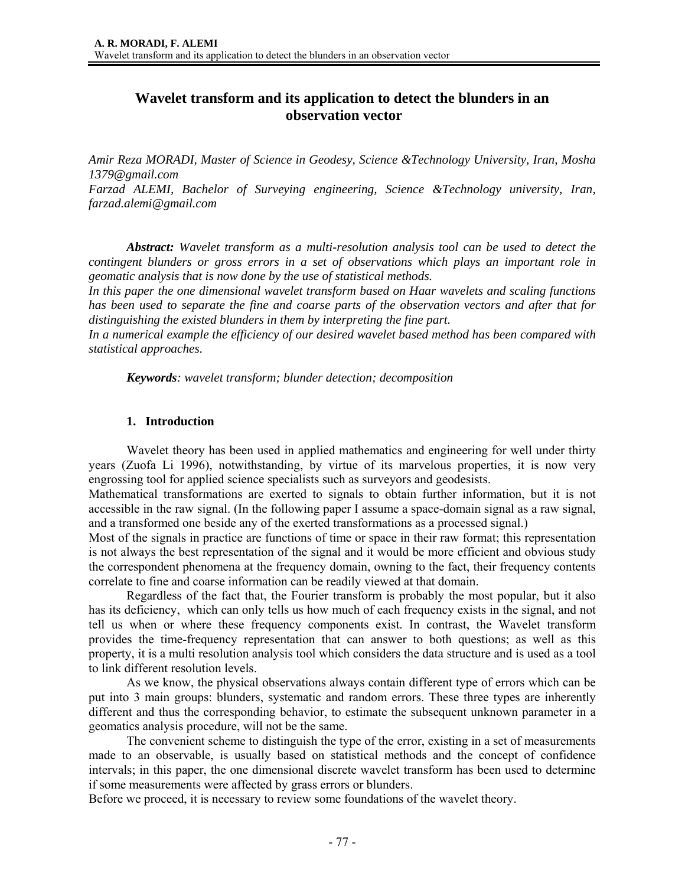# Wavelet transform and its application to detect the blunders in an observation vector

*Amir Reza MORADI, Master of Science in Geodesy, Science &Technology University, Iran, Mosha 1379@gmail.com*
*Farzad ALEMI, Bachelor of Surveying engineering, Science &Technology university, Iran, farzad.alemi@gmail.com*

***Abstract:*** *Wavelet transform as a multi-resolution analysis tool can be used to detect the contingent blunders or gross errors in a set of observations which plays an important role in geomatic analysis that is now done by the use of statistical methods.*
*In this paper the one dimensional wavelet transform based on Haar wavelets and scaling functions has been used to separate the fine and coarse parts of the observation vectors and after that for distinguishing the existed blunders in them by interpreting the fine part.*
*In a numerical example the efficiency of our desired wavelet based method has been compared with statistical approaches.*

***Keywords****: wavelet transform; blunder detection; decomposition*

## 1. Introduction

Wavelet theory has been used in applied mathematics and engineering for well under thirty years (Zuofa Li 1996), notwithstanding, by virtue of its marvelous properties, it is now very engrossing tool for applied science specialists such as surveyors and geodesists.
Mathematical transformations are exerted to signals to obtain further information, but it is not accessible in the raw signal. (In the following paper I assume a space-domain signal as a raw signal, and a transformed one beside any of the exerted transformations as a processed signal.)
Most of the signals in practice are functions of time or space in their raw format; this representation is not always the best representation of the signal and it would be more efficient and obvious study the correspondent phenomena at the frequency domain, owning to the fact, their frequency contents correlate to fine and coarse information can be readily viewed at that domain.

Regardless of the fact that, the Fourier transform is probably the most popular, but it also has its deficiency, which can only tells us how much of each frequency exists in the signal, and not tell us when or where these frequency components exist. In contrast, the Wavelet transform provides the time-frequency representation that can answer to both questions; as well as this property, it is a multi resolution analysis tool which considers the data structure and is used as a tool to link different resolution levels.

As we know, the physical observations always contain different type of errors which can be put into 3 main groups: blunders, systematic and random errors. These three types are inherently different and thus the corresponding behavior, to estimate the subsequent unknown parameter in a geomatics analysis procedure, will not be the same.

The convenient scheme to distinguish the type of the error, existing in a set of measurements made to an observable, is usually based on statistical methods and the concept of confidence intervals; in this paper, the one dimensional discrete wavelet transform has been used to determine if some measurements were affected by grass errors or blunders.
Before we proceed, it is necessary to review some foundations of the wavelet theory.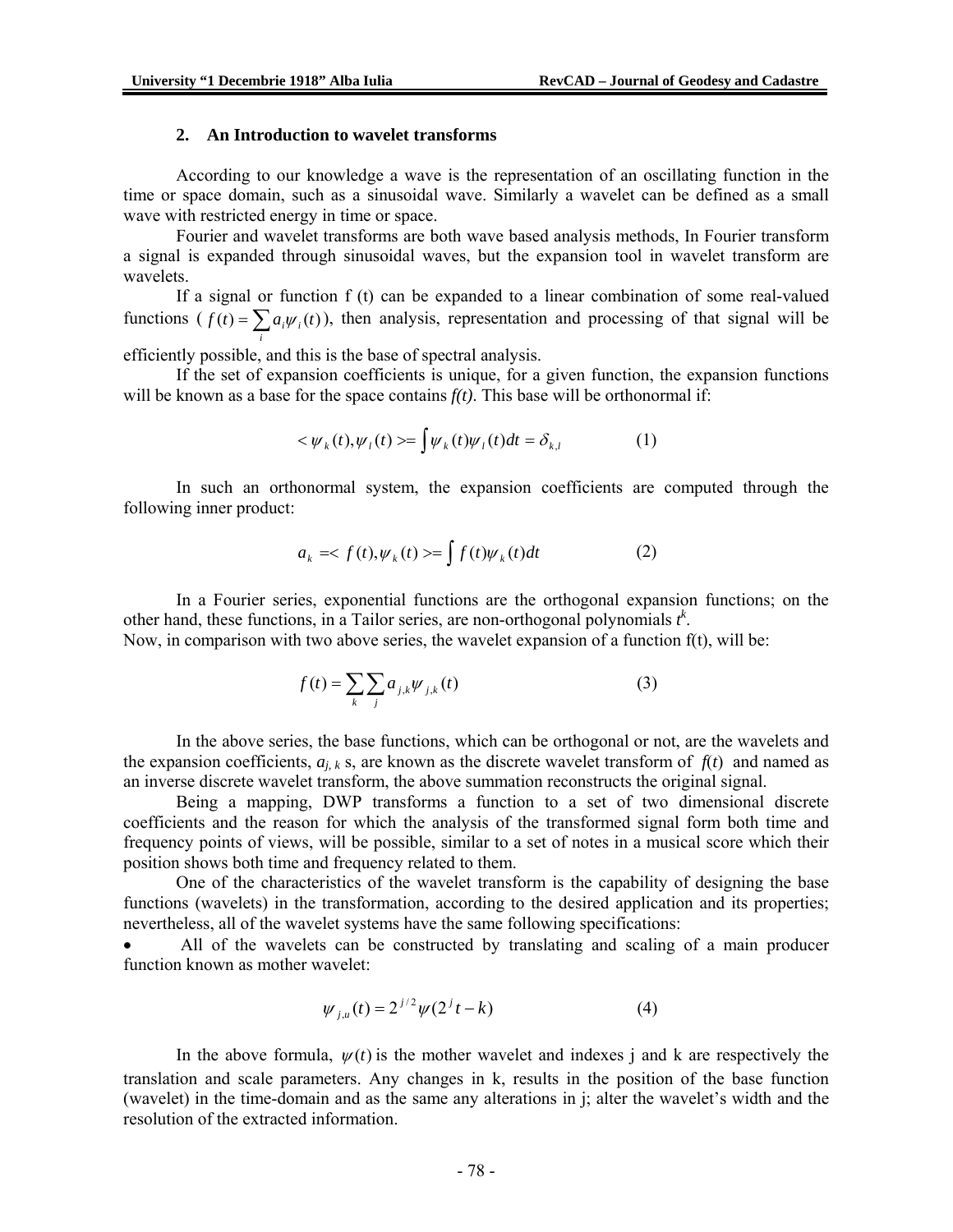## 2. An Introduction to wavelet transforms

According to our knowledge a wave is the representation of an oscillating function in the time or space domain, such as a sinusoidal wave. Similarly a wavelet can be defined as a small wave with restricted energy in time or space.

Fourier and wavelet transforms are both wave based analysis methods, In Fourier transform a signal is expanded through sinusoidal waves, but the expansion tool in wavelet transform are wavelets.

If a signal or function f (t) can be expanded to a linear combination of some real-valued functions ( $f(t) = \sum_i a_i \psi_i(t)$ ), then analysis, representation and processing of that signal will be efficiently possible, and this is the base of spectral analysis.

If the set of expansion coefficients is unique, for a given function, the expansion functions will be known as a base for the space contains *f(t)*. This base will be orthonormal if:

$$< \psi_k(t), \psi_l(t) >= \int \psi_k(t)\psi_l(t)dt = \delta_{k,l} \tag{1}$$

In such an orthonormal system, the expansion coefficients are computed through the following inner product:

$$a_k =< f(t), \psi_k(t) >= \int f(t)\psi_k(t)dt \tag{2}$$

In a Fourier series, exponential functions are the orthogonal expansion functions; on the other hand, these functions, in a Tailor series, are non-orthogonal polynomials $t^k$.
Now, in comparison with two above series, the wavelet expansion of a function f(t), will be:

$$f(t) = \sum_k \sum_j a_{j,k} \psi_{j,k}(t) \tag{3}$$

In the above series, the base functions, which can be orthogonal or not, are the wavelets and the expansion coefficients, $a_{j,k}$ s, are known as the discrete wavelet transform of $f(t)$ and named as an inverse discrete wavelet transform, the above summation reconstructs the original signal.

Being a mapping, DWP transforms a function to a set of two dimensional discrete coefficients and the reason for which the analysis of the transformed signal form both time and frequency points of views, will be possible, similar to a set of notes in a musical score which their position shows both time and frequency related to them.

One of the characteristics of the wavelet transform is the capability of designing the base functions (wavelets) in the transformation, according to the desired application and its properties; nevertheless, all of the wavelet systems have the same following specifications:

- All of the wavelets can be constructed by translating and scaling of a main producer function known as mother wavelet:

$$\psi_{j,u}(t) = 2^{j/2}\psi(2^j t - k) \tag{4}$$

In the above formula, $\psi(t)$ is the mother wavelet and indexes j and k are respectively the translation and scale parameters. Any changes in k, results in the position of the base function (wavelet) in the time-domain and as the same any alterations in j; alter the wavelet's width and the resolution of the extracted information.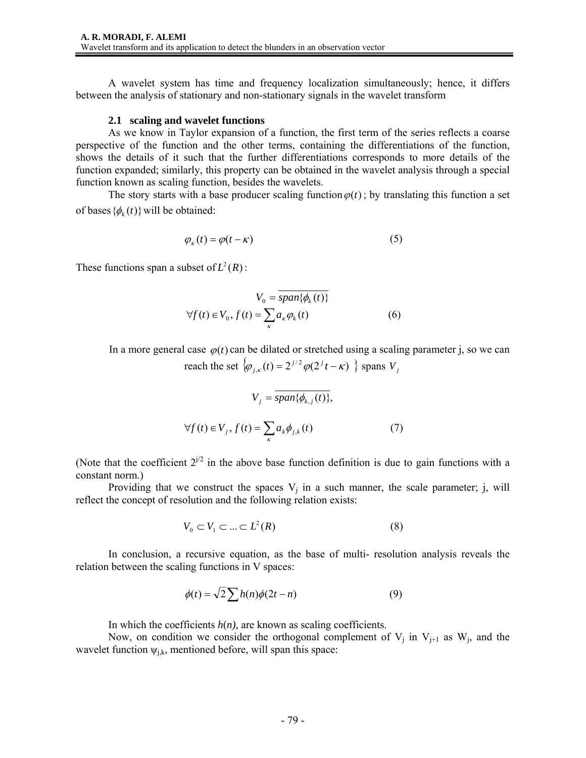A wavelet system has time and frequency localization simultaneously; hence, it differs between the analysis of stationary and non-stationary signals in the wavelet transform

### 2.1 scaling and wavelet functions

As we know in Taylor expansion of a function, the first term of the series reflects a coarse perspective of the function and the other terms, containing the differentiations of the function, shows the details of it such that the further differentiations corresponds to more details of the function expanded; similarly, this property can be obtained in the wavelet analysis through a special function known as scaling function, besides the wavelets.

The story starts with a base producer scaling function $\varphi(t)$; by translating this function a set of bases $\{\phi_k(t)\}$ will be obtained:

$$\varphi_\kappa(t) = \varphi(t-\kappa) \tag{5}$$

These functions span a subset of $L^2(R)$:

$$V_0 = \overline{span\{\phi_k(t)\}}$$
$$\forall f(t) \in V_0,\ f(t) = \sum_\kappa a_\kappa \varphi_k(t) \tag{6}$$

In a more general case $\varphi(t)$ can be dilated or stretched using a scaling parameter j, so we can reach the set $\{\varphi_{j,\kappa}(t) = 2^{j/2}\varphi(2^j t - \kappa)\}$ spans $V_j$

$$V_j = \overline{span\{\phi_{k,j}(t)\}},$$

$$\forall f(t) \in V_j,\ f(t) = \sum_\kappa a_k \phi_{j,k}(t) \tag{7}$$

(Note that the coefficient $2^{j/2}$ in the above base function definition is due to gain functions with a constant norm.)

Providing that we construct the spaces $V_j$ in a such manner, the scale parameter; j, will reflect the concept of resolution and the following relation exists:

$$V_0 \subset V_1 \subset \ldots \subset L^2(R) \tag{8}$$

In conclusion, a recursive equation, as the base of multi- resolution analysis reveals the relation between the scaling functions in V spaces:

$$\phi(t) = \sqrt{2}\sum h(n)\phi(2t-n) \tag{9}$$

In which the coefficients $h(n)$, are known as scaling coefficients.

Now, on condition we consider the orthogonal complement of $V_j$ in $V_{j+1}$ as $W_j$, and the wavelet function $\psi_{j,k}$, mentioned before, will span this space: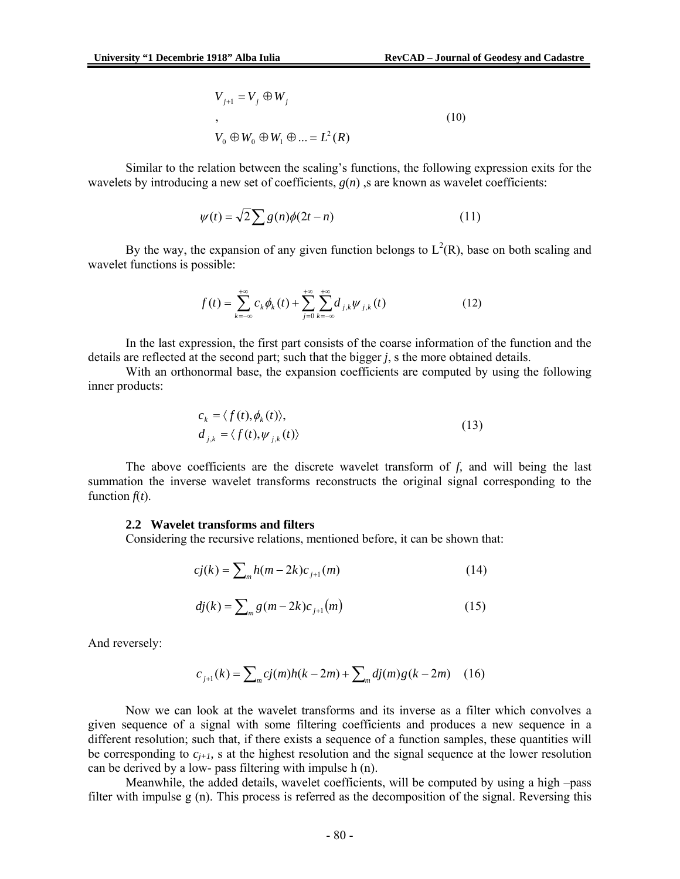$$V_{j+1} = V_j \oplus W_j$$

$$, \tag{10}$$

$$V_0 \oplus W_0 \oplus W_1 \oplus ... = L^2(R)$$

Similar to the relation between the scaling's functions, the following expression exits for the wavelets by introducing a new set of coefficients, $g(n)$ ,s are known as wavelet coefficients:

$$\psi(t) = \sqrt{2} \sum g(n)\phi(2t - n) \tag{11}$$

By the way, the expansion of any given function belongs to $L^2(R)$, base on both scaling and wavelet functions is possible:

$$f(t) = \sum_{k=-\infty}^{+\infty} c_k \phi_k(t) + \sum_{j=0}^{+\infty} \sum_{k=-\infty}^{+\infty} d_{j,k} \psi_{j,k}(t) \tag{12}$$

In the last expression, the first part consists of the coarse information of the function and the details are reflected at the second part; such that the bigger ***j***, s the more obtained details.

With an orthonormal base, the expansion coefficients are computed by using the following inner products:

$$c_k = \langle f(t), \phi_k(t) \rangle,$$
$$d_{j,k} = \langle f(t), \psi_{j,k}(t) \rangle \tag{13}$$

The above coefficients are the discrete wavelet transform of ***f,*** and will being the last summation the inverse wavelet transforms reconstructs the original signal corresponding to the function ***f***(*t*).

### 2.2 Wavelet transforms and filters

Considering the recursive relations, mentioned before, it can be shown that:

$$cj(k) = \sum_m h(m - 2k) c_{j+1}(m) \tag{14}$$

$$dj(k) = \sum_m g(m - 2k) c_{j+1}(m) \tag{15}$$

And reversely:

$$c_{j+1}(k) = \sum_m cj(m) h(k - 2m) + \sum_m dj(m) g(k - 2m) \tag{16}$$

Now we can look at the wavelet transforms and its inverse as a filter which convolves a given sequence of a signal with some filtering coefficients and produces a new sequence in a different resolution; such that, if there exists a sequence of a function samples, these quantities will be corresponding to $c_{j+1}$, s at the highest resolution and the signal sequence at the lower resolution can be derived by a low- pass filtering with impulse h (n).

Meanwhile, the added details, wavelet coefficients, will be computed by using a high –pass filter with impulse g (n). This process is referred as the decomposition of the signal. Reversing this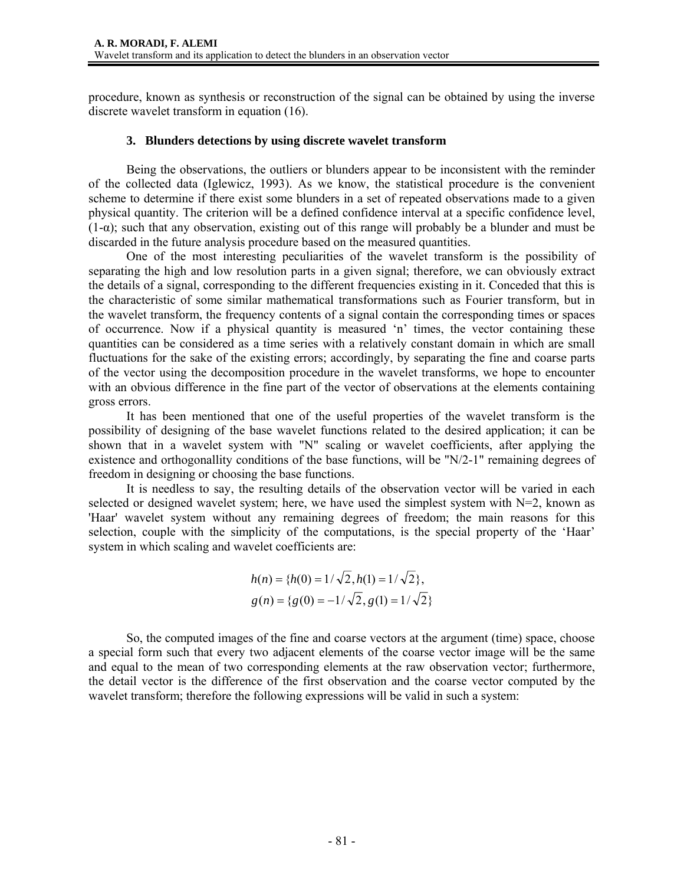procedure, known as synthesis or reconstruction of the signal can be obtained by using the inverse discrete wavelet transform in equation (16).

## 3. Blunders detections by using discrete wavelet transform

Being the observations, the outliers or blunders appear to be inconsistent with the reminder of the collected data (Iglewicz, 1993). As we know, the statistical procedure is the convenient scheme to determine if there exist some blunders in a set of repeated observations made to a given physical quantity. The criterion will be a defined confidence interval at a specific confidence level, $(1\text{-}\alpha)$; such that any observation, existing out of this range will probably be a blunder and must be discarded in the future analysis procedure based on the measured quantities.

One of the most interesting peculiarities of the wavelet transform is the possibility of separating the high and low resolution parts in a given signal; therefore, we can obviously extract the details of a signal, corresponding to the different frequencies existing in it. Conceded that this is the characteristic of some similar mathematical transformations such as Fourier transform, but in the wavelet transform, the frequency contents of a signal contain the corresponding times or spaces of occurrence. Now if a physical quantity is measured 'n' times, the vector containing these quantities can be considered as a time series with a relatively constant domain in which are small fluctuations for the sake of the existing errors; accordingly, by separating the fine and coarse parts of the vector using the decomposition procedure in the wavelet transforms, we hope to encounter with an obvious difference in the fine part of the vector of observations at the elements containing gross errors.

It has been mentioned that one of the useful properties of the wavelet transform is the possibility of designing of the base wavelet functions related to the desired application; it can be shown that in a wavelet system with "N" scaling or wavelet coefficients, after applying the existence and orthogonallity conditions of the base functions, will be "N/2-1" remaining degrees of freedom in designing or choosing the base functions.

It is needless to say, the resulting details of the observation vector will be varied in each selected or designed wavelet system; here, we have used the simplest system with N=2, known as 'Haar' wavelet system without any remaining degrees of freedom; the main reasons for this selection, couple with the simplicity of the computations, is the special property of the 'Haar' system in which scaling and wavelet coefficients are:

$$h(n) = \{h(0) = 1/\sqrt{2}, h(1) = 1/\sqrt{2}\},$$
$$g(n) = \{g(0) = -1/\sqrt{2}, g(1) = 1/\sqrt{2}\}$$

So, the computed images of the fine and coarse vectors at the argument (time) space, choose a special form such that every two adjacent elements of the coarse vector image will be the same and equal to the mean of two corresponding elements at the raw observation vector; furthermore, the detail vector is the difference of the first observation and the coarse vector computed by the wavelet transform; therefore the following expressions will be valid in such a system: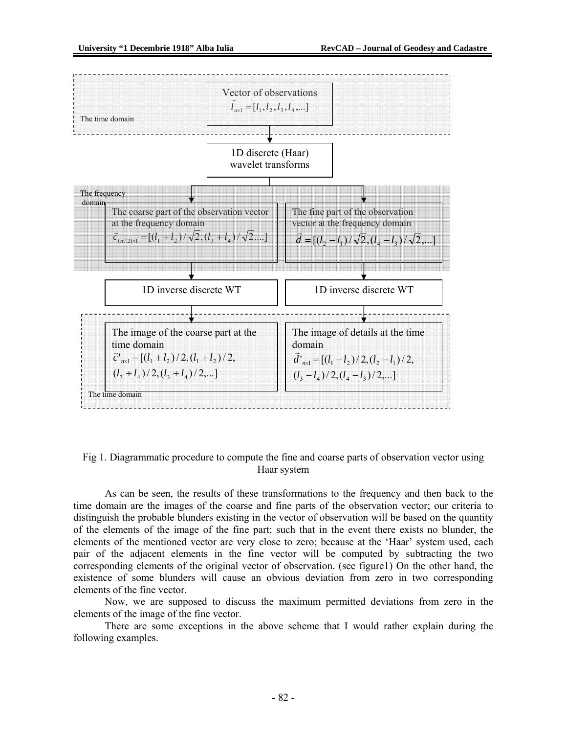The time domain

Vector of observations
$\vec{l}_{n\times 1} = [l_1, l_2, l_3, l_4, ...]$

1D discrete (Haar) wavelet transforms

The frequency domain

The coarse part of the observation vector at the frequency domain
$\vec{c}_{(n/2)\times 1} = [(l_1 + l_2)/\sqrt{2}, (l_3 + l_4)/\sqrt{2}, ...]$

The fine part of the observation vector at the frequency domain
$\vec{d} = [(l_2 - l_1)/\sqrt{2}, (l_4 - l_3)/\sqrt{2}, ...]$

1D inverse discrete WT

1D inverse discrete WT

The image of the coarse part at the time domain
$\vec{c}'_{n\times 1} = [(l_1 + l_2)/2, (l_1 + l_2)/2, (l_3 + l_4)/2, (l_3 + l_4)/2, ...]$

The image of details at the time domain
$\vec{d}'_{n\times 1} = [(l_1 - l_2)/2, (l_2 - l_1)/2, (l_3 - l_4)/2, (l_4 - l_3)/2, ...]$

The time domain

Fig 1. Diagrammatic procedure to compute the fine and coarse parts of observation vector using Haar system

As can be seen, the results of these transformations to the frequency and then back to the time domain are the images of the coarse and fine parts of the observation vector; our criteria to distinguish the probable blunders existing in the vector of observation will be based on the quantity of the elements of the image of the fine part; such that in the event there exists no blunder, the elements of the mentioned vector are very close to zero; because at the 'Haar' system used, each pair of the adjacent elements in the fine vector will be computed by subtracting the two corresponding elements of the original vector of observation. (see figure1) On the other hand, the existence of some blunders will cause an obvious deviation from zero in two corresponding elements of the fine vector.

Now, we are supposed to discuss the maximum permitted deviations from zero in the elements of the image of the fine vector.

There are some exceptions in the above scheme that I would rather explain during the following examples.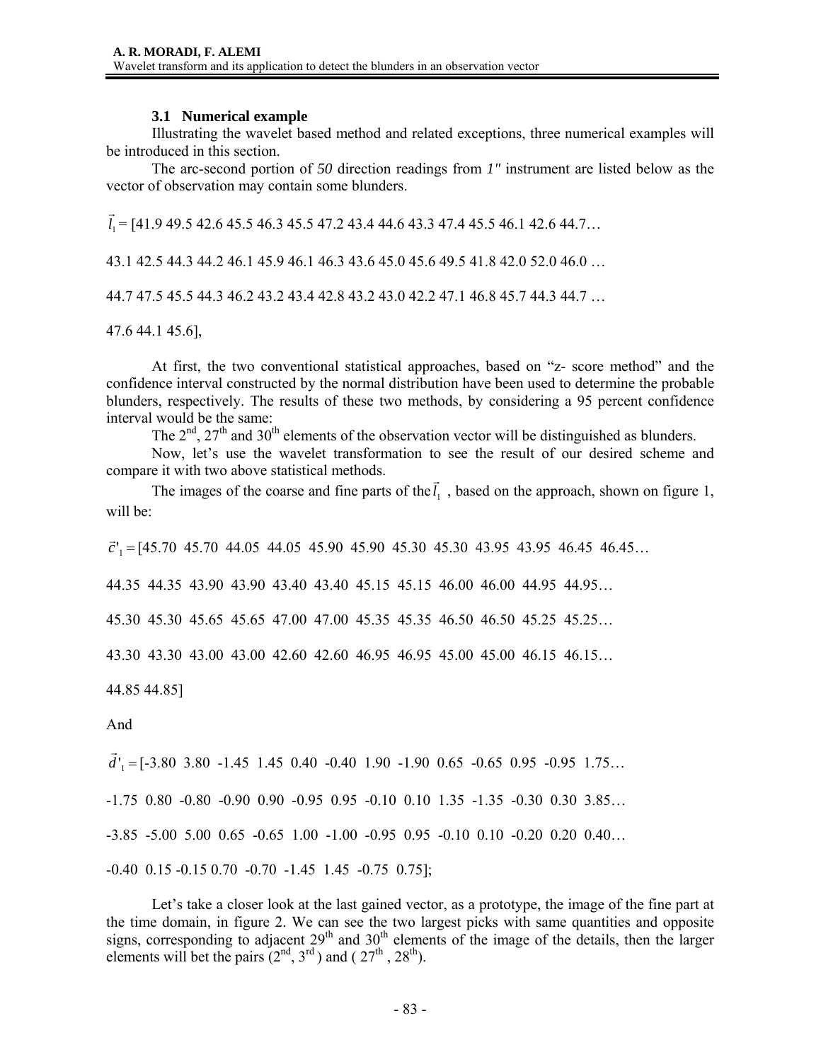### 3.1 Numerical example

Illustrating the wavelet based method and related exceptions, three numerical examples will be introduced in this section.

The arc-second portion of *50* direction readings from *1"* instrument are listed below as the vector of observation may contain some blunders.

$\vec{l}_1$ = [41.9 49.5 42.6 45.5 46.3 45.5 47.2 43.4 44.6 43.3 47.4 45.5 46.1 42.6 44.7…

43.1 42.5 44.3 44.2 46.1 45.9 46.1 46.3 43.6 45.0 45.6 49.5 41.8 42.0 52.0 46.0 …

44.7 47.5 45.5 44.3 46.2 43.2 43.4 42.8 43.2 43.0 42.2 47.1 46.8 45.7 44.3 44.7 …

47.6 44.1 45.6],

At first, the two conventional statistical approaches, based on "z- score method" and the confidence interval constructed by the normal distribution have been used to determine the probable blunders, respectively. The results of these two methods, by considering a 95 percent confidence interval would be the same:

The 2nd, 27th and 30th elements of the observation vector will be distinguished as blunders.

Now, let's use the wavelet transformation to see the result of our desired scheme and compare it with two above statistical methods.

The images of the coarse and fine parts of the $\vec{l}_1$ , based on the approach, shown on figure 1, will be:

$\vec{c}'_1 =$ [45.70 45.70 44.05 44.05 45.90 45.90 45.30 45.30 43.95 43.95 46.45 46.45…

44.35 44.35 43.90 43.90 43.40 43.40 45.15 45.15 46.00 46.00 44.95 44.95…

45.30 45.30 45.65 45.65 47.00 47.00 45.35 45.35 46.50 46.50 45.25 45.25…

43.30 43.30 43.00 43.00 42.60 42.60 46.95 46.95 45.00 45.00 46.15 46.15…

44.85 44.85]

And

$\vec{d}'_1 =$ [-3.80 3.80 -1.45 1.45 0.40 -0.40 1.90 -1.90 0.65 -0.65 0.95 -0.95 1.75…

-1.75 0.80 -0.80 -0.90 0.90 -0.95 0.95 -0.10 0.10 1.35 -1.35 -0.30 0.30 3.85…

-3.85 -5.00 5.00 0.65 -0.65 1.00 -1.00 -0.95 0.95 -0.10 0.10 -0.20 0.20 0.40…

-0.40 0.15 -0.15 0.70 -0.70 -1.45 1.45 -0.75 0.75];

Let's take a closer look at the last gained vector, as a prototype, the image of the fine part at the time domain, in figure 2. We can see the two largest picks with same quantities and opposite signs, corresponding to adjacent 29th and 30th elements of the image of the details, then the larger elements will bet the pairs (2nd, 3rd ) and ( 27th , 28th).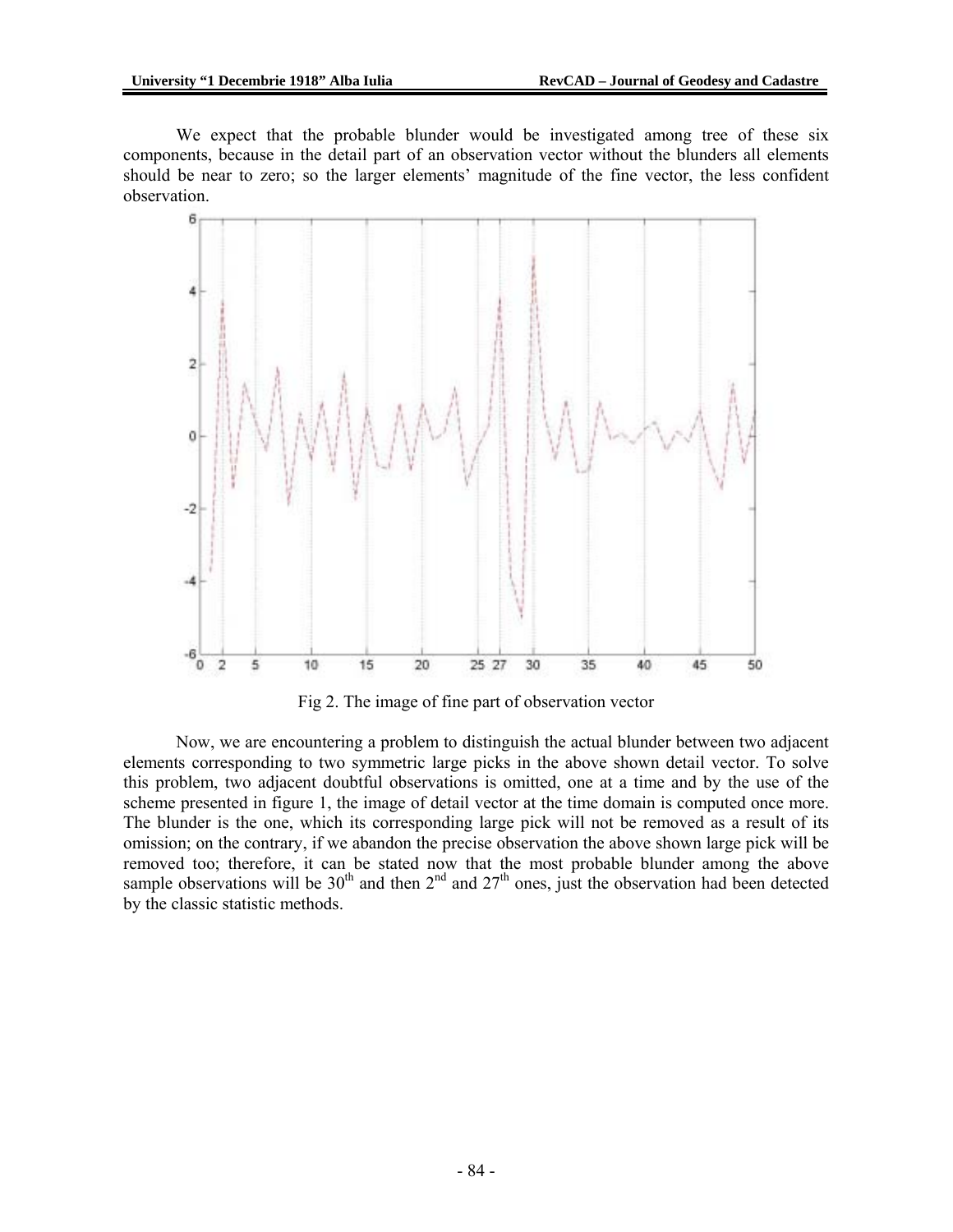We expect that the probable blunder would be investigated among tree of these six components, because in the detail part of an observation vector without the blunders all elements should be near to zero; so the larger elements' magnitude of the fine vector, the less confident observation.

Fig 2. The image of fine part of observation vector

Now, we are encountering a problem to distinguish the actual blunder between two adjacent elements corresponding to two symmetric large picks in the above shown detail vector. To solve this problem, two adjacent doubtful observations is omitted, one at a time and by the use of the scheme presented in figure 1, the image of detail vector at the time domain is computed once more. The blunder is the one, which its corresponding large pick will not be removed as a result of its omission; on the contrary, if we abandon the precise observation the above shown large pick will be removed too; therefore, it can be stated now that the most probable blunder among the above sample observations will be $30^{th}$ and then $2^{nd}$ and $27^{th}$ ones, just the observation had been detected by the classic statistic methods.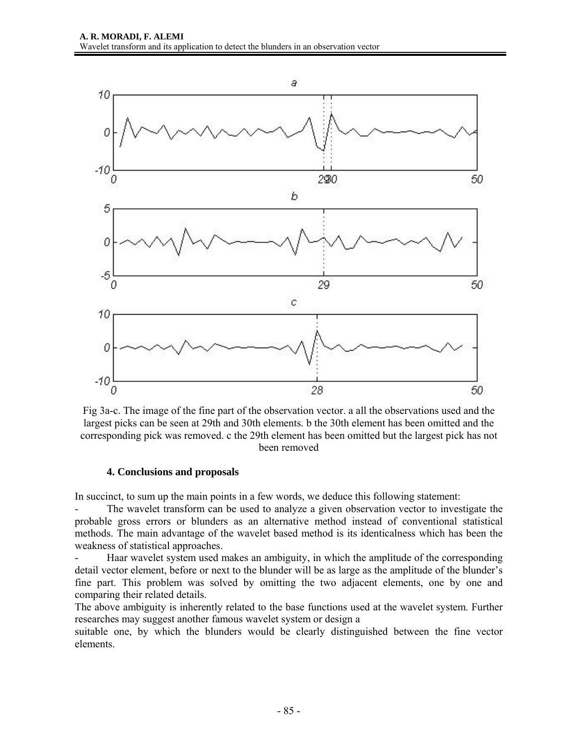Fig 3a-c. The image of the fine part of the observation vector. a all the observations used and the largest picks can be seen at 29th and 30th elements. b the 30th element has been omitted and the corresponding pick was removed. c the 29th element has been omitted but the largest pick has not been removed

## 4. Conclusions and proposals

In succinct, to sum up the main points in a few words, we deduce this following statement:

- The wavelet transform can be used to analyze a given observation vector to investigate the probable gross errors or blunders as an alternative method instead of conventional statistical methods. The main advantage of the wavelet based method is its identicalness which has been the weakness of statistical approaches.
- Haar wavelet system used makes an ambiguity, in which the amplitude of the corresponding detail vector element, before or next to the blunder will be as large as the amplitude of the blunder's fine part. This problem was solved by omitting the two adjacent elements, one by one and comparing their related details.

The above ambiguity is inherently related to the base functions used at the wavelet system. Further researches may suggest another famous wavelet system or design a suitable one, by which the blunders would be clearly distinguished between the fine vector elements.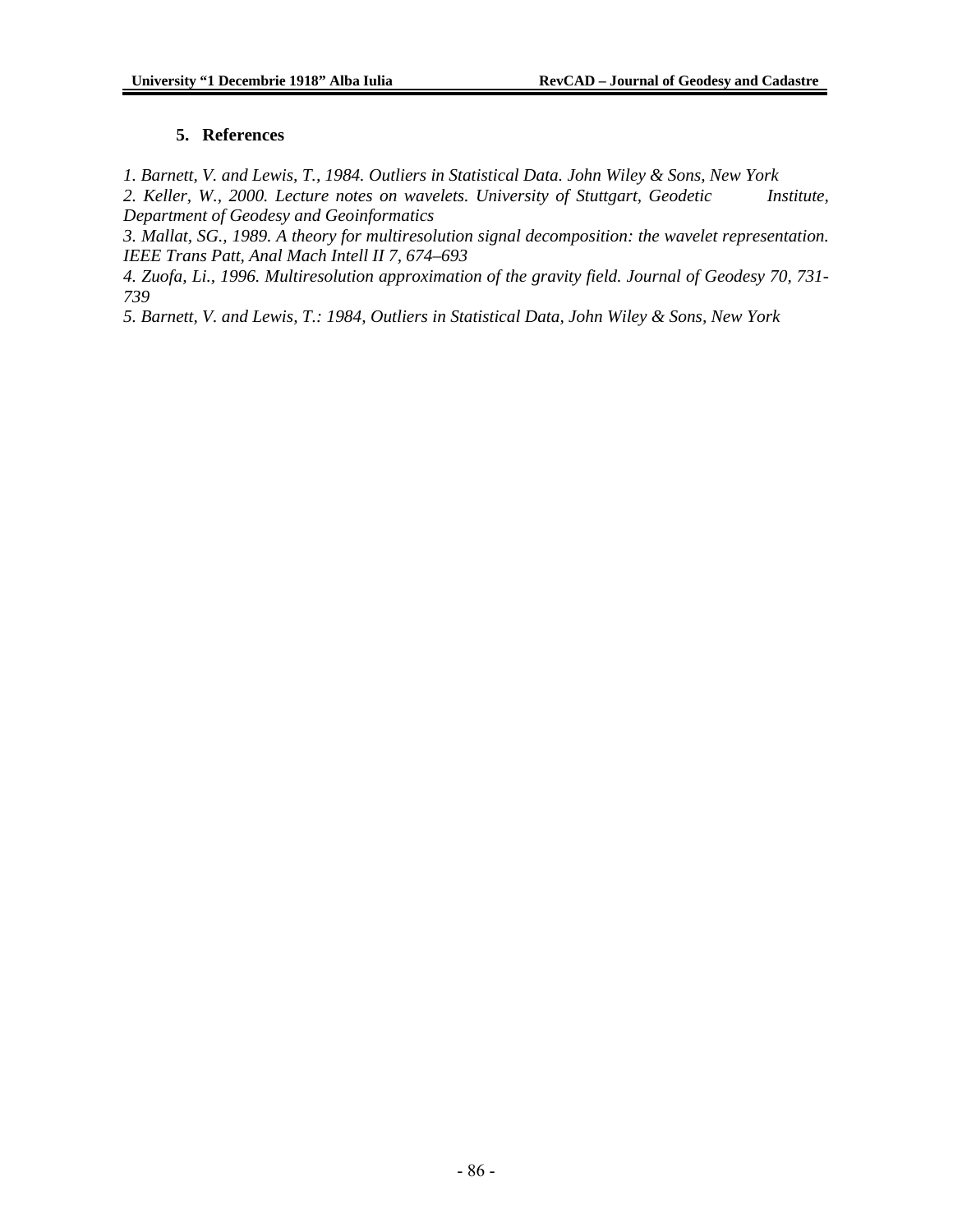## 5. References

*1. Barnett, V. and Lewis, T., 1984. Outliers in Statistical Data. John Wiley & Sons, New York*

*2. Keller, W., 2000. Lecture notes on wavelets. University of Stuttgart, Geodetic Institute, Department of Geodesy and Geoinformatics*

*3. Mallat, SG., 1989. A theory for multiresolution signal decomposition: the wavelet representation. IEEE Trans Patt, Anal Mach Intell II 7, 674–693*

*4. Zuofa, Li., 1996. Multiresolution approximation of the gravity field. Journal of Geodesy 70, 731-739*

*5. Barnett, V. and Lewis, T.: 1984, Outliers in Statistical Data, John Wiley & Sons, New York*